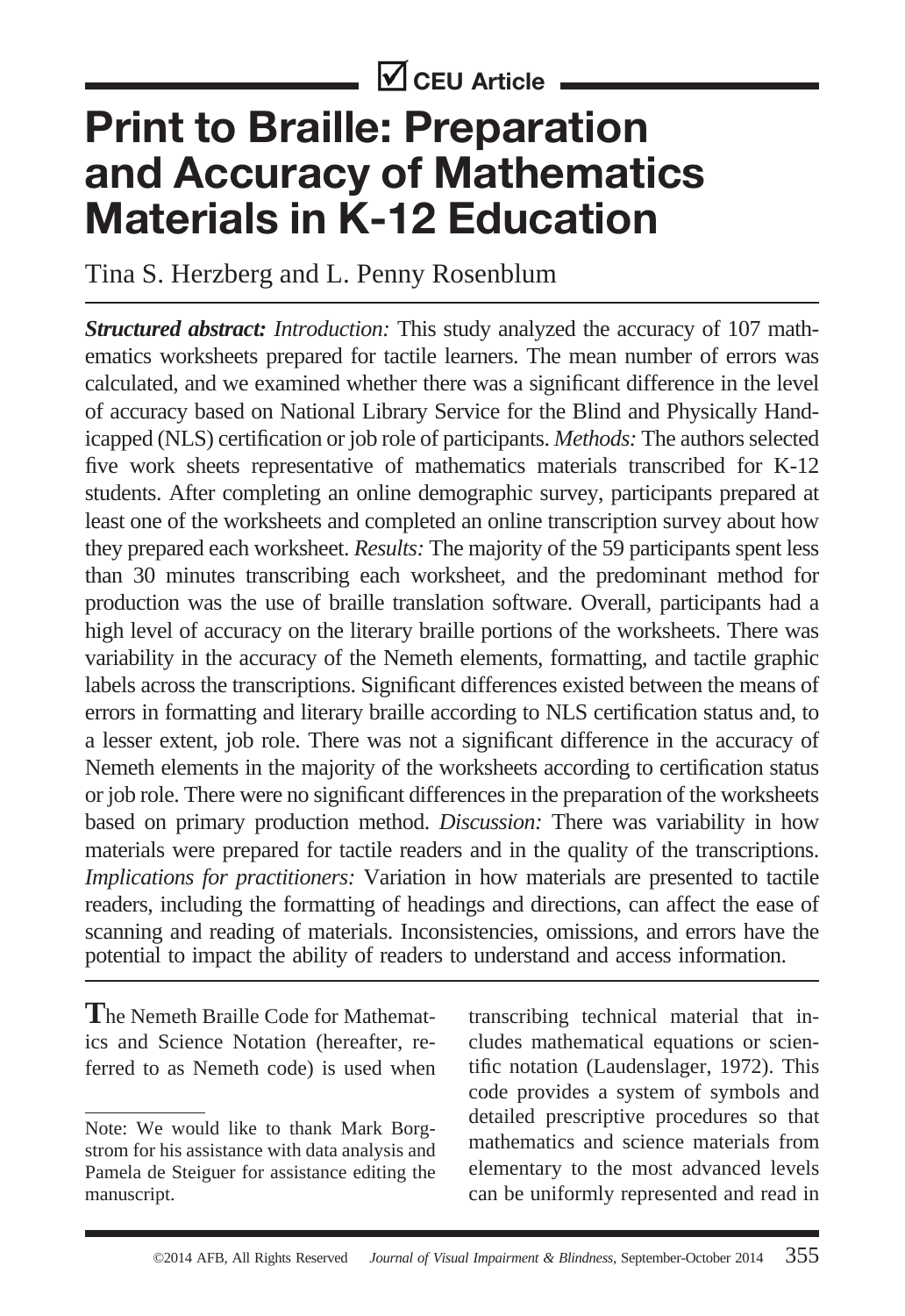☑ CEU Article

# Print to Braille: Preparation and Accuracy of Mathematics Materials in K-12 Education

Tina S. Herzberg and L. Penny Rosenblum

***Structured abstract:*** *Introduction:* This study analyzed the accuracy of 107 mathematics worksheets prepared for tactile learners. The mean number of errors was calculated, and we examined whether there was a significant difference in the level of accuracy based on National Library Service for the Blind and Physically Handicapped (NLS) certification or job role of participants. *Methods:* The authors selected five work sheets representative of mathematics materials transcribed for K-12 students. After completing an online demographic survey, participants prepared at least one of the worksheets and completed an online transcription survey about how they prepared each worksheet. *Results:* The majority of the 59 participants spent less than 30 minutes transcribing each worksheet, and the predominant method for production was the use of braille translation software. Overall, participants had a high level of accuracy on the literary braille portions of the worksheets. There was variability in the accuracy of the Nemeth elements, formatting, and tactile graphic labels across the transcriptions. Significant differences existed between the means of errors in formatting and literary braille according to NLS certification status and, to a lesser extent, job role. There was not a significant difference in the accuracy of Nemeth elements in the majority of the worksheets according to certification status or job role. There were no significant differences in the preparation of the worksheets based on primary production method. *Discussion:* There was variability in how materials were prepared for tactile readers and in the quality of the transcriptions. *Implications for practitioners:* Variation in how materials are presented to tactile readers, including the formatting of headings and directions, can affect the ease of scanning and reading of materials. Inconsistencies, omissions, and errors have the potential to impact the ability of readers to understand and access information.

The Nemeth Braille Code for Mathematics and Science Notation (hereafter, referred to as Nemeth code) is used when transcribing technical material that includes mathematical equations or scientific notation (Laudenslager, 1972). This code provides a system of symbols and detailed prescriptive procedures so that mathematics and science materials from elementary to the most advanced levels can be uniformly represented and read in

Note: We would like to thank Mark Borgstrom for his assistance with data analysis and Pamela de Steiguer for assistance editing the manuscript.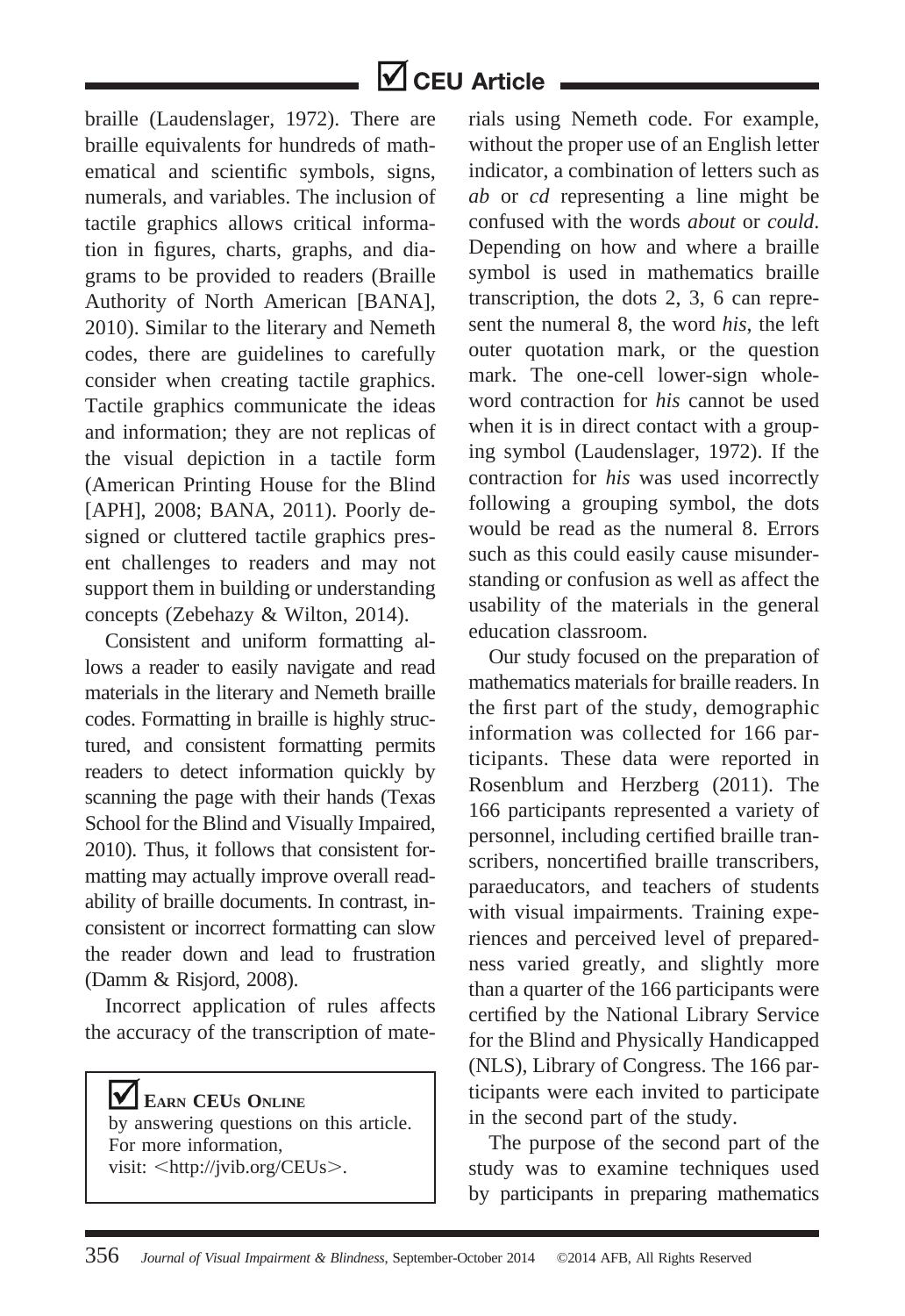braille (Laudenslager, 1972). There are braille equivalents for hundreds of mathematical and scientific symbols, signs, numerals, and variables. The inclusion of tactile graphics allows critical information in figures, charts, graphs, and diagrams to be provided to readers (Braille Authority of North American [BANA], 2010). Similar to the literary and Nemeth codes, there are guidelines to carefully consider when creating tactile graphics. Tactile graphics communicate the ideas and information; they are not replicas of the visual depiction in a tactile form (American Printing House for the Blind [APH], 2008; BANA, 2011). Poorly designed or cluttered tactile graphics present challenges to readers and may not support them in building or understanding concepts (Zebehazy & Wilton, 2014).

Consistent and uniform formatting allows a reader to easily navigate and read materials in the literary and Nemeth braille codes. Formatting in braille is highly structured, and consistent formatting permits readers to detect information quickly by scanning the page with their hands (Texas School for the Blind and Visually Impaired, 2010). Thus, it follows that consistent formatting may actually improve overall readability of braille documents. In contrast, inconsistent or incorrect formatting can slow the reader down and lead to frustration (Damm & Risjord, 2008).

Incorrect application of rules affects the accuracy of the transcription of materials using Nemeth code. For example, without the proper use of an English letter indicator, a combination of letters such as *ab* or *cd* representing a line might be confused with the words *about* or *could*. Depending on how and where a braille symbol is used in mathematics braille transcription, the dots 2, 3, 6 can represent the numeral 8, the word *his*, the left outer quotation mark, or the question mark. The one-cell lower-sign whole-word contraction for *his* cannot be used when it is in direct contact with a grouping symbol (Laudenslager, 1972). If the contraction for *his* was used incorrectly following a grouping symbol, the dots would be read as the numeral 8. Errors such as this could easily cause misunderstanding or confusion as well as affect the usability of the materials in the general education classroom.

Our study focused on the preparation of mathematics materials for braille readers. In the first part of the study, demographic information was collected for 166 participants. These data were reported in Rosenblum and Herzberg (2011). The 166 participants represented a variety of personnel, including certified braille transcribers, noncertified braille transcribers, paraeducators, and teachers of students with visual impairments. Training experiences and perceived level of preparedness varied greatly, and slightly more than a quarter of the 166 participants were certified by the National Library Service for the Blind and Physically Handicapped (NLS), Library of Congress. The 166 participants were each invited to participate in the second part of the study.

The purpose of the second part of the study was to examine techniques used by participants in preparing mathematics

> **EARN CEUs ONLINE**
> by answering questions on this article.
> For more information,
> visit: <http://jvib.org/CEUs>.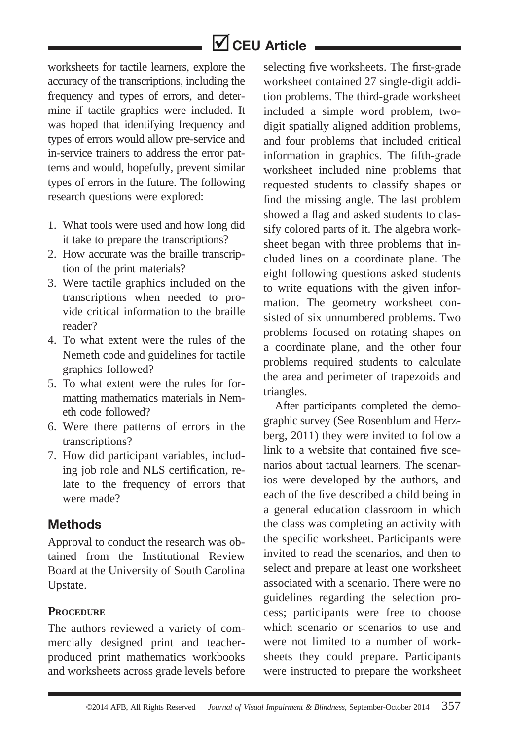worksheets for tactile learners, explore the accuracy of the transcriptions, including the frequency and types of errors, and determine if tactile graphics were included. It was hoped that identifying frequency and types of errors would allow pre-service and in-service trainers to address the error patterns and would, hopefully, prevent similar types of errors in the future. The following research questions were explored:

1. What tools were used and how long did it take to prepare the transcriptions?
2. How accurate was the braille transcription of the print materials?
3. Were tactile graphics included on the transcriptions when needed to provide critical information to the braille reader?
4. To what extent were the rules of the Nemeth code and guidelines for tactile graphics followed?
5. To what extent were the rules for formatting mathematics materials in Nemeth code followed?
6. Were there patterns of errors in the transcriptions?
7. How did participant variables, including job role and NLS certification, relate to the frequency of errors that were made?

## Methods

Approval to conduct the research was obtained from the Institutional Review Board at the University of South Carolina Upstate.

### Procedure

The authors reviewed a variety of commercially designed print and teacher-produced print mathematics workbooks and worksheets across grade levels before selecting five worksheets. The first-grade worksheet contained 27 single-digit addition problems. The third-grade worksheet included a simple word problem, two-digit spatially aligned addition problems, and four problems that included critical information in graphics. The fifth-grade worksheet included nine problems that requested students to classify shapes or find the missing angle. The last problem showed a flag and asked students to classify colored parts of it. The algebra worksheet began with three problems that included lines on a coordinate plane. The eight following questions asked students to write equations with the given information. The geometry worksheet consisted of six unnumbered problems. Two problems focused on rotating shapes on a coordinate plane, and the other four problems required students to calculate the area and perimeter of trapezoids and triangles.

After participants completed the demographic survey (See Rosenblum and Herzberg, 2011) they were invited to follow a link to a website that contained five scenarios about tactual learners. The scenarios were developed by the authors, and each of the five described a child being in a general education classroom in which the class was completing an activity with the specific worksheet. Participants were invited to read the scenarios, and then to select and prepare at least one worksheet associated with a scenario. There were no guidelines regarding the selection process; participants were free to choose which scenario or scenarios to use and were not limited to a number of worksheets they could prepare. Participants were instructed to prepare the worksheet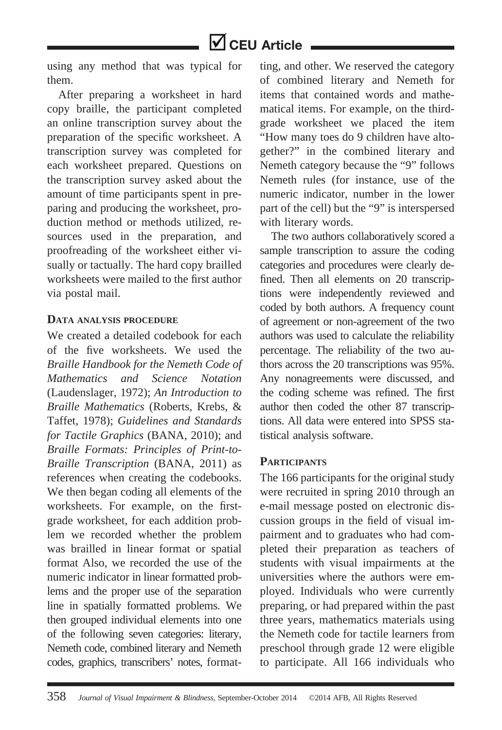using any method that was typical for them.

After preparing a worksheet in hard copy braille, the participant completed an online transcription survey about the preparation of the specific worksheet. A transcription survey was completed for each worksheet prepared. Questions on the transcription survey asked about the amount of time participants spent in preparing and producing the worksheet, production method or methods utilized, resources used in the preparation, and proofreading of the worksheet either visually or tactually. The hard copy brailled worksheets were mailed to the first author via postal mail.

### DATA ANALYSIS PROCEDURE

We created a detailed codebook for each of the five worksheets. We used the *Braille Handbook for the Nemeth Code of Mathematics and Science Notation* (Laudenslager, 1972); *An Introduction to Braille Mathematics* (Roberts, Krebs, & Taffet, 1978); *Guidelines and Standards for Tactile Graphics* (BANA, 2010); and *Braille Formats: Principles of Print-to-Braille Transcription* (BANA, 2011) as references when creating the codebooks. We then began coding all elements of the worksheets. For example, on the first-grade worksheet, for each addition problem we recorded whether the problem was brailled in linear format or spatial format Also, we recorded the use of the numeric indicator in linear formatted problems and the proper use of the separation line in spatially formatted problems. We then grouped individual elements into one of the following seven categories: literary, Nemeth code, combined literary and Nemeth codes, graphics, transcribers' notes, formatting, and other. We reserved the category of combined literary and Nemeth for items that contained words and mathematical items. For example, on the third-grade worksheet we placed the item "How many toes do 9 children have altogether?" in the combined literary and Nemeth category because the "9" follows Nemeth rules (for instance, use of the numeric indicator, number in the lower part of the cell) but the "9" is interspersed with literary words.

The two authors collaboratively scored a sample transcription to assure the coding categories and procedures were clearly defined. Then all elements on 20 transcriptions were independently reviewed and coded by both authors. A frequency count of agreement or non-agreement of the two authors was used to calculate the reliability percentage. The reliability of the two authors across the 20 transcriptions was 95%. Any nonagreements were discussed, and the coding scheme was refined. The first author then coded the other 87 transcriptions. All data were entered into SPSS statistical analysis software.

### PARTICIPANTS

The 166 participants for the original study were recruited in spring 2010 through an e-mail message posted on electronic discussion groups in the field of visual impairment and to graduates who had completed their preparation as teachers of students with visual impairments at the universities where the authors were employed. Individuals who were currently preparing, or had prepared within the past three years, mathematics materials using the Nemeth code for tactile learners from preschool through grade 12 were eligible to participate. All 166 individuals who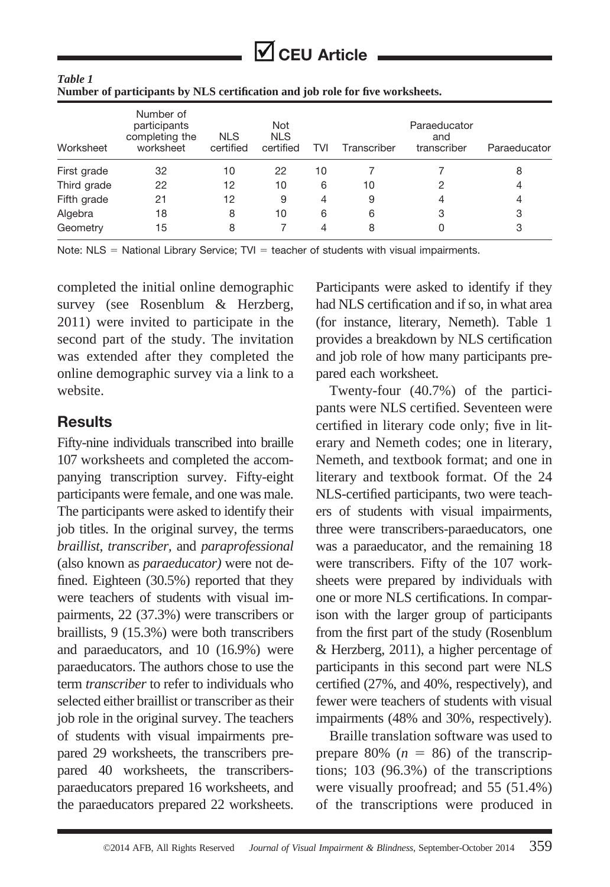*Table 1*
**Number of participants by NLS certification and job role for five worksheets.**

| Worksheet | Number of participants completing the worksheet | NLS certified | Not NLS certified | TVI | Transcriber | Paraeducator and transcriber | Paraeducator |
|---|---|---|---|---|---|---|---|
| First grade | 32 | 10 | 22 | 10 | 7 | 7 | 8 |
| Third grade | 22 | 12 | 10 | 6 | 10 | 2 | 4 |
| Fifth grade | 21 | 12 | 9 | 4 | 9 | 4 | 4 |
| Algebra | 18 | 8 | 10 | 6 | 6 | 3 | 3 |
| Geometry | 15 | 8 | 7 | 4 | 8 | 0 | 3 |

Note: NLS = National Library Service; TVI = teacher of students with visual impairments.

completed the initial online demographic survey (see Rosenblum & Herzberg, 2011) were invited to participate in the second part of the study. The invitation was extended after they completed the online demographic survey via a link to a website.

## Results

Fifty-nine individuals transcribed into braille 107 worksheets and completed the accompanying transcription survey. Fifty-eight participants were female, and one was male. The participants were asked to identify their job titles. In the original survey, the terms *braillist*, *transcriber*, and *paraprofessional* (also known as *paraeducator)* were not defined. Eighteen (30.5%) reported that they were teachers of students with visual impairments, 22 (37.3%) were transcribers or braillists, 9 (15.3%) were both transcribers and paraeducators, and 10 (16.9%) were paraeducators. The authors chose to use the term *transcriber* to refer to individuals who selected either braillist or transcriber as their job role in the original survey. The teachers of students with visual impairments prepared 29 worksheets, the transcribers prepared 40 worksheets, the transcribers-paraeducators prepared 16 worksheets, and the paraeducators prepared 22 worksheets. Participants were asked to identify if they had NLS certification and if so, in what area (for instance, literary, Nemeth). Table 1 provides a breakdown by NLS certification and job role of how many participants prepared each worksheet.

Twenty-four (40.7%) of the participants were NLS certified. Seventeen were certified in literary code only; five in literary and Nemeth codes; one in literary, Nemeth, and textbook format; and one in literary and textbook format. Of the 24 NLS-certified participants, two were teachers of students with visual impairments, three were transcribers-paraeducators, one was a paraeducator, and the remaining 18 were transcribers. Fifty of the 107 worksheets were prepared by individuals with one or more NLS certifications. In comparison with the larger group of participants from the first part of the study (Rosenblum & Herzberg, 2011), a higher percentage of participants in this second part were NLS certified (27%, and 40%, respectively), and fewer were teachers of students with visual impairments (48% and 30%, respectively).

Braille translation software was used to prepare 80% ($n$ = 86) of the transcriptions; 103 (96.3%) of the transcriptions were visually proofread; and 55 (51.4%) of the transcriptions were produced in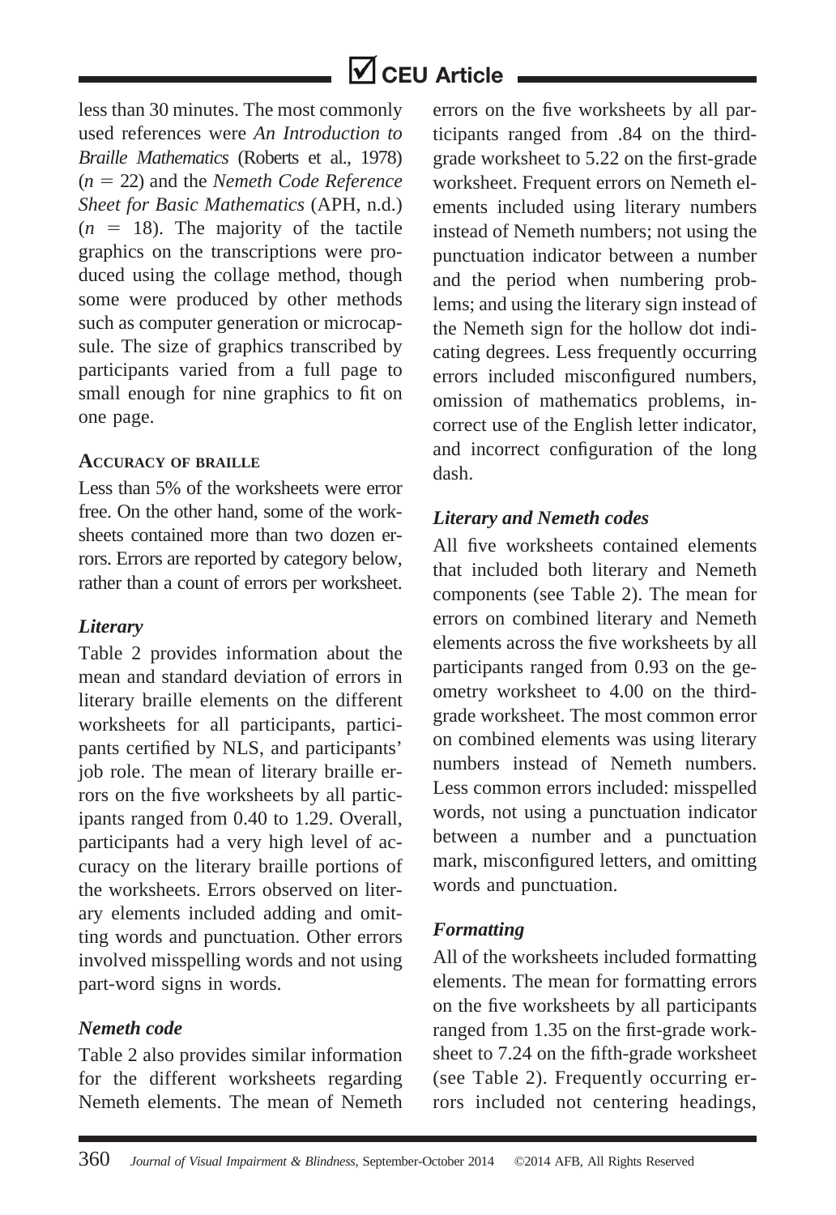less than 30 minutes. The most commonly used references were *An Introduction to Braille Mathematics* (Roberts et al., 1978) ($n = 22$) and the *Nemeth Code Reference Sheet for Basic Mathematics* (APH, n.d.) ($n = 18$). The majority of the tactile graphics on the transcriptions were produced using the collage method, though some were produced by other methods such as computer generation or microcapsule. The size of graphics transcribed by participants varied from a full page to small enough for nine graphics to fit on one page.

### Accuracy of braille

Less than 5% of the worksheets were error free. On the other hand, some of the worksheets contained more than two dozen errors. Errors are reported by category below, rather than a count of errors per worksheet.

#### *Literary*

Table 2 provides information about the mean and standard deviation of errors in literary braille elements on the different worksheets for all participants, participants certified by NLS, and participants' job role. The mean of literary braille errors on the five worksheets by all participants ranged from 0.40 to 1.29. Overall, participants had a very high level of accuracy on the literary braille portions of the worksheets. Errors observed on literary elements included adding and omitting words and punctuation. Other errors involved misspelling words and not using part-word signs in words.

#### *Nemeth code*

Table 2 also provides similar information for the different worksheets regarding Nemeth elements. The mean of Nemeth errors on the five worksheets by all participants ranged from .84 on the third-grade worksheet to 5.22 on the first-grade worksheet. Frequent errors on Nemeth elements included using literary numbers instead of Nemeth numbers; not using the punctuation indicator between a number and the period when numbering problems; and using the literary sign instead of the Nemeth sign for the hollow dot indicating degrees. Less frequently occurring errors included misconfigured numbers, omission of mathematics problems, incorrect use of the English letter indicator, and incorrect configuration of the long dash.

#### *Literary and Nemeth codes*

All five worksheets contained elements that included both literary and Nemeth components (see Table 2). The mean for errors on combined literary and Nemeth elements across the five worksheets by all participants ranged from 0.93 on the geometry worksheet to 4.00 on the third-grade worksheet. The most common error on combined elements was using literary numbers instead of Nemeth numbers. Less common errors included: misspelled words, not using a punctuation indicator between a number and a punctuation mark, misconfigured letters, and omitting words and punctuation.

#### *Formatting*

All of the worksheets included formatting elements. The mean for formatting errors on the five worksheets by all participants ranged from 1.35 on the first-grade worksheet to 7.24 on the fifth-grade worksheet (see Table 2). Frequently occurring errors included not centering headings,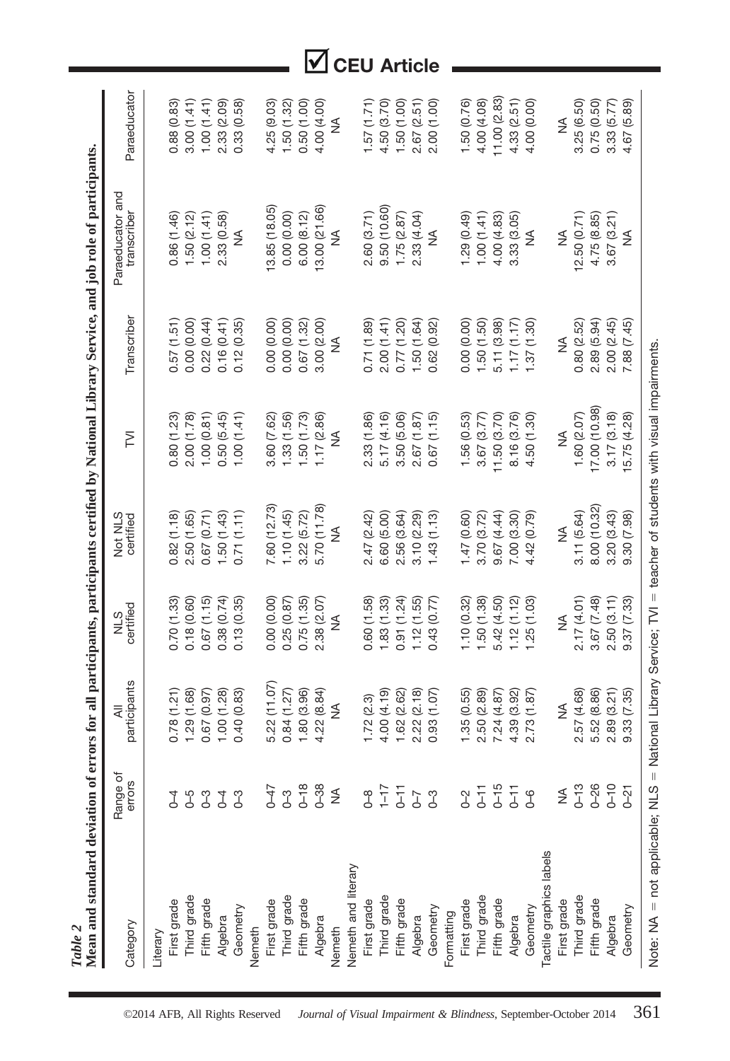*Table 2*

**Mean and standard deviation of errors for all participants, participants certified by National Library Service, and job role of participants.**

| Category | Range of errors | All participants | NLS certified | Not NLS certified | TVI | Transcriber | Paraeducator and transcriber | Paraeducator |
|---|---|---|---|---|---|---|---|---|
| Literary | | | | | | | | |
| First grade | 0–4 | 0.78 (1.21) | 0.70 (1.33) | 0.82 (1.18) | 0.80 (1.23) | 0.57 (1.51) | 0.86 (1.46) | 0.88 (0.83) |
| Third grade | 0–5 | 1.29 (1.68) | 0.18 (0.60) | 2.50 (1.65) | 2.00 (1.78) | 0.00 (0.00) | 1.50 (2.12) | 3.00 (1.41) |
| Fifth grade | 0–3 | 0.67 (0.97) | 0.67 (1.15) | 0.67 (0.71) | 1.00 (0.81) | 0.22 (0.44) | 1.00 (1.41) | 1.00 (1.41) |
| Algebra | 0–4 | 1.00 (1.28) | 0.38 (0.74) | 1.50 (1.43) | 0.50 (5.45) | 0.16 (0.41) | 2.33 (0.58) | 2.33 (2.09) |
| Geometry | 0–3 | 0.40 (0.83) | 0.13 (0.35) | 0.71 (1.11) | 1.00 (1.41) | 0.12 (0.35) | NA | 0.33 (0.58) |
| Nemeth | | | | | | | | |
| First grade | 0–47 | 5.22 (11.07) | 0.00 (0.00) | 7.60 (12.73) | 3.60 (7.62) | 0.00 (0.00) | 13.85 (18.05) | 4.25 (9.03) |
| Third grade | 0–3 | 0.84 (1.27) | 0.25 (0.87) | 1.10 (1.45) | 1.33 (1.56) | 0.00 (0.00) | 0.00 (0.00) | 1.50 (1.32) |
| Fifth grade | 0–18 | 1.80 (3.96) | 0.75 (1.35) | 3.22 (5.72) | 1.50 (1.73) | 0.67 (1.32) | 6.00 (8.12) | 0.50 (1.00) |
| Algebra | 0–38 | 4.22 (8.84) | 2.38 (2.07) | 5.70 (11.78) | 1.17 (2.86) | 3.00 (2.00) | 13.00 (21.66) | 4.00 (4.00) |
| Nemeth | NA | NA | NA | NA | NA | NA | NA | NA |
| Nemeth and literary | | | | | | | | |
| First grade | 0–8 | 1.72 (2.3) | 0.60 (1.58) | 2.47 (2.42) | 2.33 (1.86) | 0.71 (1.89) | 2.60 (3.71) | 1.57 (1.71) |
| Third grade | 1–17 | 4.00 (4.19) | 1.83 (1.33) | 6.60 (5.00) | 5.17 (4.16) | 2.00 (1.41) | 9.50 (10.60) | 4.50 (3.70) |
| Fifth grade | 0–11 | 1.62 (2.62) | 0.91 (1.24) | 2.56 (3.64) | 3.50 (5.06) | 0.77 (1.20) | 1.75 (2.87) | 1.50 (1.00) |
| Algebra | 0–7 | 2.22 (2.18) | 1.12 (1.55) | 3.10 (2.29) | 2.67 (1.87) | 1.50 (1.64) | 2.33 (4.04) | 2.67 (2.51) |
| Geometry | 0–3 | 0.93 (1.07) | 0.43 (0.77) | 1.43 (1.13) | 0.67 (1.15) | 0.62 (0.92) | NA | 2.00 (1.00) |
| Formatting | | | | | | | | |
| First grade | 0–2 | 1.35 (0.55) | 1.10 (0.32) | 1.47 (0.60) | 1.56 (0.53) | 0.00 (0.00) | 1.29 (0.49) | 1.50 (0.76) |
| Third grade | 0–11 | 2.50 (2.89) | 1.50 (1.38) | 3.70 (3.72) | 3.67 (3.77) | 1.50 (1.50) | 1.00 (1.41) | 4.00 (4.08) |
| Fifth grade | 0–15 | 7.24 (4.87) | 5.42 (4.50) | 9.67 (4.44) | 11.50 (3.70) | 5.11 (3.98) | 4.00 (4.83) | 11.00 (2.83) |
| Algebra | 0–11 | 4.39 (3.92) | 1.12 (1.12) | 7.00 (3.30) | 8.16 (3.76) | 1.17 (1.17) | 3.33 (3.05) | 4.33 (2.51) |
| Geometry | 0–6 | 2.73 (1.87) | 1.25 (1.03) | 4.42 (0.79) | 4.50 (1.30) | 1.37 (1.30) | NA | 4.00 (0.00) |
| Tactile graphics labels | | | | | | | | |
| First grade | NA | NA | NA | NA | NA | NA | NA | NA |
| Third grade | 0–13 | 2.57 (4.68) | 2.17 (4.01) | 3.11 (5.64) | 1.60 (2.07) | 0.80 (2.52) | 12.50 (0.71) | 3.25 (6.50) |
| Fifth grade | 0–26 | 5.52 (8.86) | 3.67 (7.48) | 8.00 (10.32) | 17.00 (10.98) | 2.89 (5.94) | 4.75 (8.85) | 0.75 (0.50) |
| Algebra | 0–10 | 2.89 (3.21) | 2.50 (3.11) | 3.20 (3.43) | 3.17 (3.18) | 2.00 (2.45) | 3.67 (3.21) | 3.33 (5.77) |
| Geometry | 0–21 | 9.33 (7.35) | 9.37 (7.33) | 9.30 (7.98) | 15.75 (4.28) | 7.88 (7.45) | NA | 4.67 (5.89) |

Note: NA = not applicable; NLS = National Library Service; TVI = teacher of students with visual impairments.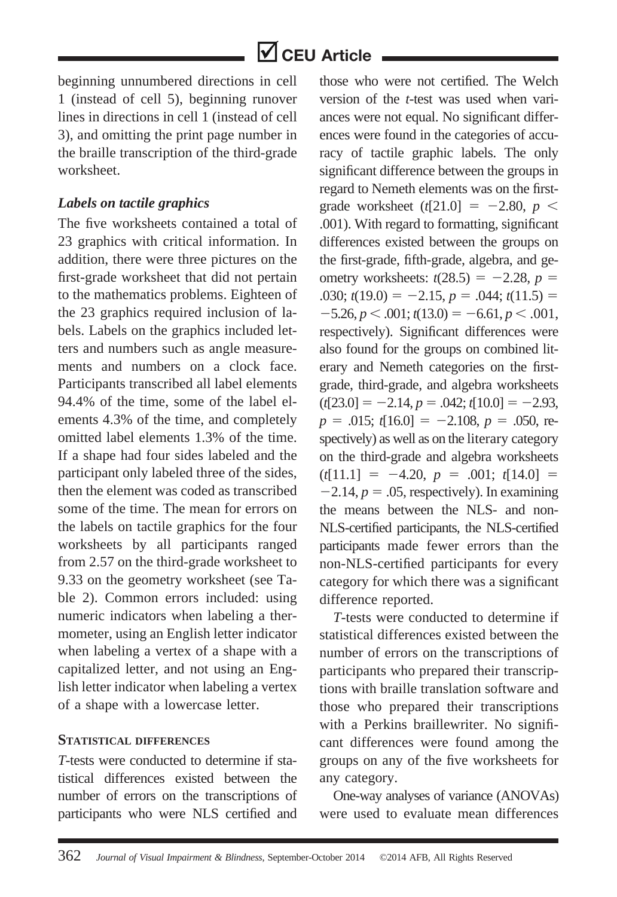beginning unnumbered directions in cell 1 (instead of cell 5), beginning runover lines in directions in cell 1 (instead of cell 3), and omitting the print page number in the braille transcription of the third-grade worksheet.

### *Labels on tactile graphics*

The five worksheets contained a total of 23 graphics with critical information. In addition, there were three pictures on the first-grade worksheet that did not pertain to the mathematics problems. Eighteen of the 23 graphics required inclusion of labels. Labels on the graphics included letters and numbers such as angle measurements and numbers on a clock face. Participants transcribed all label elements 94.4% of the time, some of the label elements 4.3% of the time, and completely omitted label elements 1.3% of the time. If a shape had four sides labeled and the participant only labeled three of the sides, then the element was coded as transcribed some of the time. The mean for errors on the labels on tactile graphics for the four worksheets by all participants ranged from 2.57 on the third-grade worksheet to 9.33 on the geometry worksheet (see Table 2). Common errors included: using numeric indicators when labeling a thermometer, using an English letter indicator when labeling a vertex of a shape with a capitalized letter, and not using an English letter indicator when labeling a vertex of a shape with a lowercase letter.

## STATISTICAL DIFFERENCES

*T*-tests were conducted to determine if statistical differences existed between the number of errors on the transcriptions of participants who were NLS certified and those who were not certified. The Welch version of the *t*-test was used when variances were not equal. No significant differences were found in the categories of accuracy of tactile graphic labels. The only significant difference between the groups in regard to Nemeth elements was on the first-grade worksheet ($t[21.0] = -2.80$, $p < .001$). With regard to formatting, significant differences existed between the groups on the first-grade, fifth-grade, algebra, and geometry worksheets: $t(28.5) = -2.28$, $p = .030$; $t(19.0) = -2.15$, $p = .044$; $t(11.5) = -5.26$, $p < .001$; $t(13.0) = -6.61$, $p < .001$, respectively). Significant differences were also found for the groups on combined literary and Nemeth categories on the first-grade, third-grade, and algebra worksheets ($t[23.0] = -2.14$, $p = .042$; $t[10.0] = -2.93$, $p = .015$; $t[16.0] = -2.108$, $p = .050$, respectively) as well as on the literary category on the third-grade and algebra worksheets ($t[11.1] = -4.20$, $p = .001$; $t[14.0] = -2.14$, $p = .05$, respectively). In examining the means between the NLS- and non-NLS-certified participants, the NLS-certified participants made fewer errors than the non-NLS-certified participants for every category for which there was a significant difference reported.

*T*-tests were conducted to determine if statistical differences existed between the number of errors on the transcriptions of participants who prepared their transcriptions with braille translation software and those who prepared their transcriptions with a Perkins braillewriter. No significant differences were found among the groups on any of the five worksheets for any category.

One-way analyses of variance (ANOVAs) were used to evaluate mean differences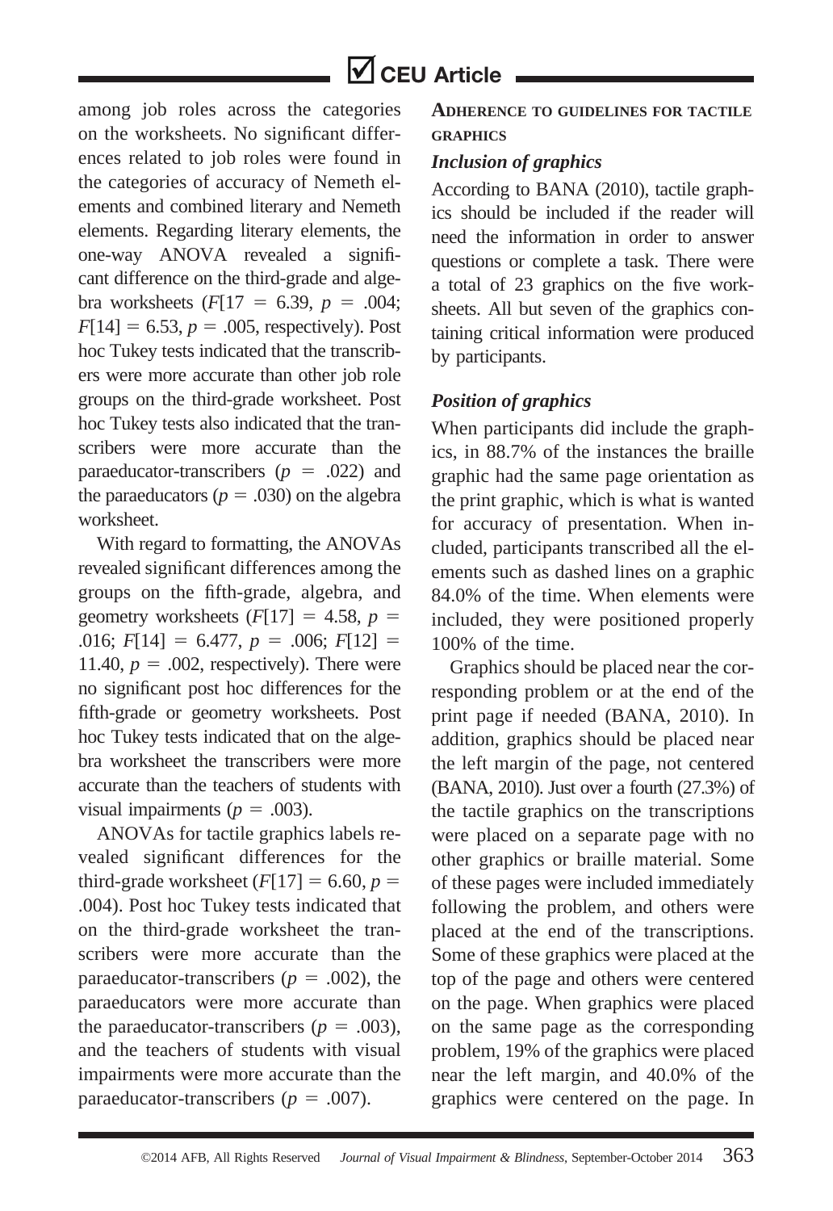among job roles across the categories on the worksheets. No significant differences related to job roles were found in the categories of accuracy of Nemeth elements and combined literary and Nemeth elements. Regarding literary elements, the one-way ANOVA revealed a significant difference on the third-grade and algebra worksheets ($F[17 = 6.39$, $p = .004$; $F[14] = 6.53$, $p = .005$, respectively). Post hoc Tukey tests indicated that the transcribers were more accurate than other job role groups on the third-grade worksheet. Post hoc Tukey tests also indicated that the transcribers were more accurate than the paraeducator-transcribers ($p = .022$) and the paraeducators ($p = .030$) on the algebra worksheet.

With regard to formatting, the ANOVAs revealed significant differences among the groups on the fifth-grade, algebra, and geometry worksheets ($F[17] = 4.58$, $p = .016$; $F[14] = 6.477$, $p = .006$; $F[12] = 11.40$, $p = .002$, respectively). There were no significant post hoc differences for the fifth-grade or geometry worksheets. Post hoc Tukey tests indicated that on the algebra worksheet the transcribers were more accurate than the teachers of students with visual impairments ($p = .003$).

ANOVAs for tactile graphics labels revealed significant differences for the third-grade worksheet ($F[17] = 6.60$, $p = .004$). Post hoc Tukey tests indicated that on the third-grade worksheet the transcribers were more accurate than the paraeducator-transcribers ($p = .002$), the paraeducators were more accurate than the paraeducator-transcribers ($p = .003$), and the teachers of students with visual impairments were more accurate than the paraeducator-transcribers ($p = .007$).

### Adherence to guidelines for tactile graphics

#### *Inclusion of graphics*

According to BANA (2010), tactile graphics should be included if the reader will need the information in order to answer questions or complete a task. There were a total of 23 graphics on the five worksheets. All but seven of the graphics containing critical information were produced by participants.

#### *Position of graphics*

When participants did include the graphics, in 88.7% of the instances the braille graphic had the same page orientation as the print graphic, which is what is wanted for accuracy of presentation. When included, participants transcribed all the elements such as dashed lines on a graphic 84.0% of the time. When elements were included, they were positioned properly 100% of the time.

Graphics should be placed near the corresponding problem or at the end of the print page if needed (BANA, 2010). In addition, graphics should be placed near the left margin of the page, not centered (BANA, 2010). Just over a fourth (27.3%) of the tactile graphics on the transcriptions were placed on a separate page with no other graphics or braille material. Some of these pages were included immediately following the problem, and others were placed at the end of the transcriptions. Some of these graphics were placed at the top of the page and others were centered on the page. When graphics were placed on the same page as the corresponding problem, 19% of the graphics were placed near the left margin, and 40.0% of the graphics were centered on the page. In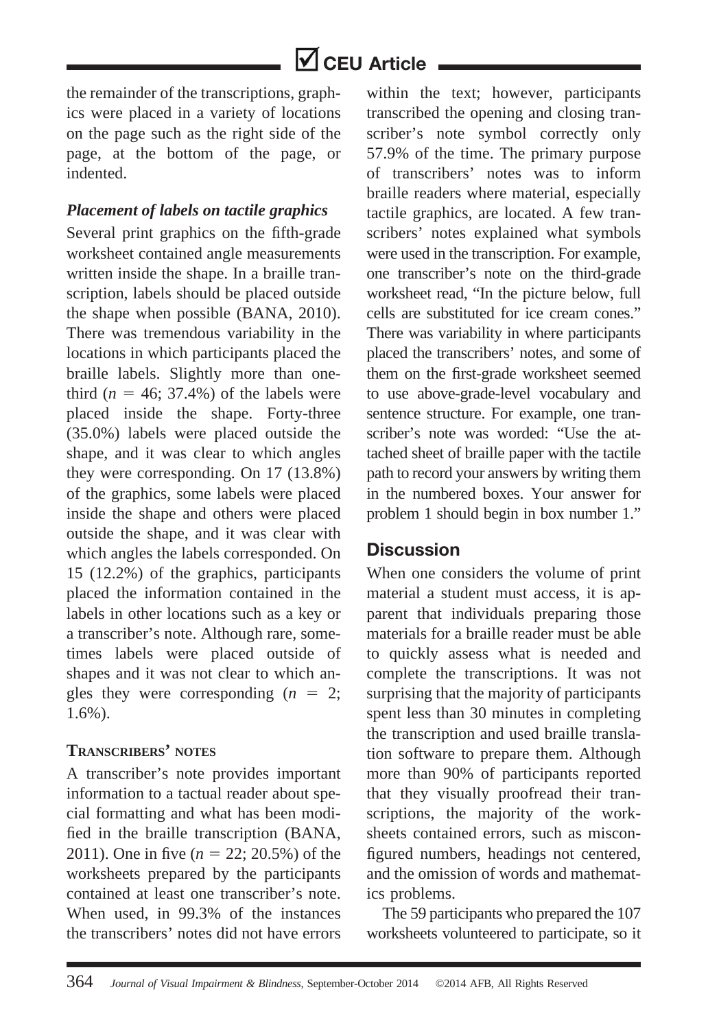the remainder of the transcriptions, graphics were placed in a variety of locations on the page such as the right side of the page, at the bottom of the page, or indented.

### *Placement of labels on tactile graphics*

Several print graphics on the fifth-grade worksheet contained angle measurements written inside the shape. In a braille transcription, labels should be placed outside the shape when possible (BANA, 2010). There was tremendous variability in the locations in which participants placed the braille labels. Slightly more than one-third ($n = 46$; 37.4%) of the labels were placed inside the shape. Forty-three (35.0%) labels were placed outside the shape, and it was clear to which angles they were corresponding. On 17 (13.8%) of the graphics, some labels were placed inside the shape and others were placed outside the shape, and it was clear with which angles the labels corresponded. On 15 (12.2%) of the graphics, participants placed the information contained in the labels in other locations such as a key or a transcriber's note. Although rare, sometimes labels were placed outside of shapes and it was not clear to which angles they were corresponding ($n = 2$; 1.6%).

### Transcribers' notes

A transcriber's note provides important information to a tactual reader about special formatting and what has been modified in the braille transcription (BANA, 2011). One in five ($n = 22$; 20.5%) of the worksheets prepared by the participants contained at least one transcriber's note. When used, in 99.3% of the instances the transcribers' notes did not have errors within the text; however, participants transcribed the opening and closing transcriber's note symbol correctly only 57.9% of the time. The primary purpose of transcribers' notes was to inform braille readers where material, especially tactile graphics, are located. A few transcribers' notes explained what symbols were used in the transcription. For example, one transcriber's note on the third-grade worksheet read, "In the picture below, full cells are substituted for ice cream cones." There was variability in where participants placed the transcribers' notes, and some of them on the first-grade worksheet seemed to use above-grade-level vocabulary and sentence structure. For example, one transcriber's note was worded: "Use the attached sheet of braille paper with the tactile path to record your answers by writing them in the numbered boxes. Your answer for problem 1 should begin in box number 1."

## Discussion

When one considers the volume of print material a student must access, it is apparent that individuals preparing those materials for a braille reader must be able to quickly assess what is needed and complete the transcriptions. It was not surprising that the majority of participants spent less than 30 minutes in completing the transcription and used braille translation software to prepare them. Although more than 90% of participants reported that they visually proofread their transcriptions, the majority of the worksheets contained errors, such as misconfigured numbers, headings not centered, and the omission of words and mathematics problems.

The 59 participants who prepared the 107 worksheets volunteered to participate, so it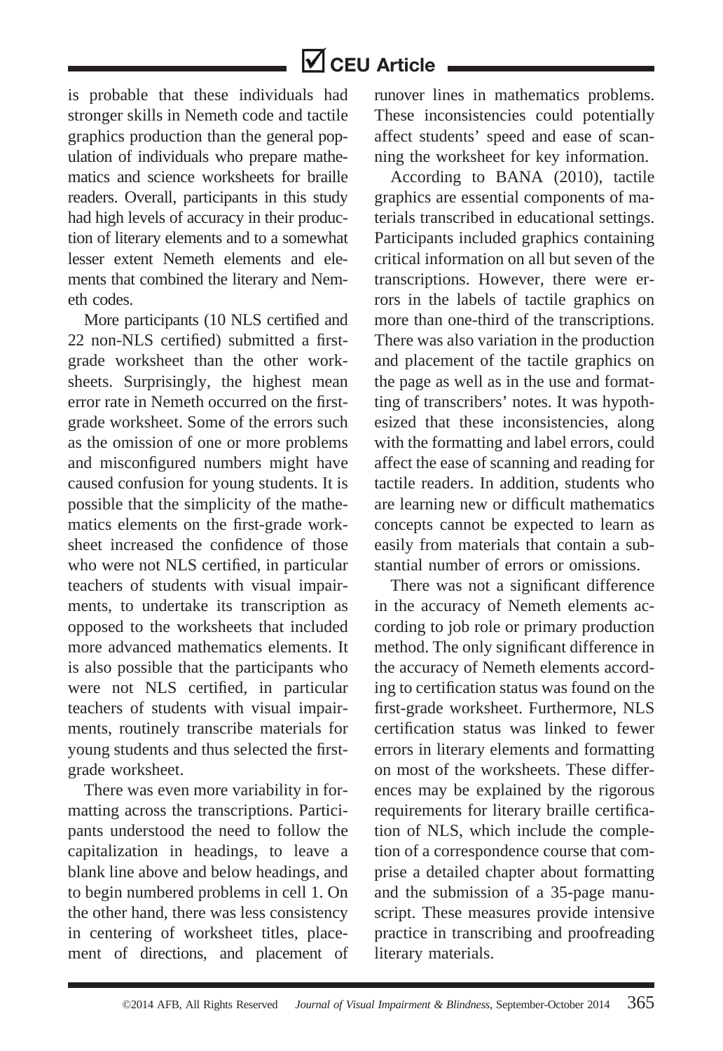is probable that these individuals had stronger skills in Nemeth code and tactile graphics production than the general population of individuals who prepare mathematics and science worksheets for braille readers. Overall, participants in this study had high levels of accuracy in their production of literary elements and to a somewhat lesser extent Nemeth elements and elements that combined the literary and Nemeth codes.

More participants (10 NLS certified and 22 non-NLS certified) submitted a first-grade worksheet than the other worksheets. Surprisingly, the highest mean error rate in Nemeth occurred on the first-grade worksheet. Some of the errors such as the omission of one or more problems and misconfigured numbers might have caused confusion for young students. It is possible that the simplicity of the mathematics elements on the first-grade worksheet increased the confidence of those who were not NLS certified, in particular teachers of students with visual impairments, to undertake its transcription as opposed to the worksheets that included more advanced mathematics elements. It is also possible that the participants who were not NLS certified, in particular teachers of students with visual impairments, routinely transcribe materials for young students and thus selected the first-grade worksheet.

There was even more variability in formatting across the transcriptions. Participants understood the need to follow the capitalization in headings, to leave a blank line above and below headings, and to begin numbered problems in cell 1. On the other hand, there was less consistency in centering of worksheet titles, placement of directions, and placement of runover lines in mathematics problems. These inconsistencies could potentially affect students' speed and ease of scanning the worksheet for key information.

According to BANA (2010), tactile graphics are essential components of materials transcribed in educational settings. Participants included graphics containing critical information on all but seven of the transcriptions. However, there were errors in the labels of tactile graphics on more than one-third of the transcriptions. There was also variation in the production and placement of the tactile graphics on the page as well as in the use and formatting of transcribers' notes. It was hypothesized that these inconsistencies, along with the formatting and label errors, could affect the ease of scanning and reading for tactile readers. In addition, students who are learning new or difficult mathematics concepts cannot be expected to learn as easily from materials that contain a substantial number of errors or omissions.

There was not a significant difference in the accuracy of Nemeth elements according to job role or primary production method. The only significant difference in the accuracy of Nemeth elements according to certification status was found on the first-grade worksheet. Furthermore, NLS certification status was linked to fewer errors in literary elements and formatting on most of the worksheets. These differences may be explained by the rigorous requirements for literary braille certification of NLS, which include the completion of a correspondence course that comprise a detailed chapter about formatting and the submission of a 35-page manuscript. These measures provide intensive practice in transcribing and proofreading literary materials.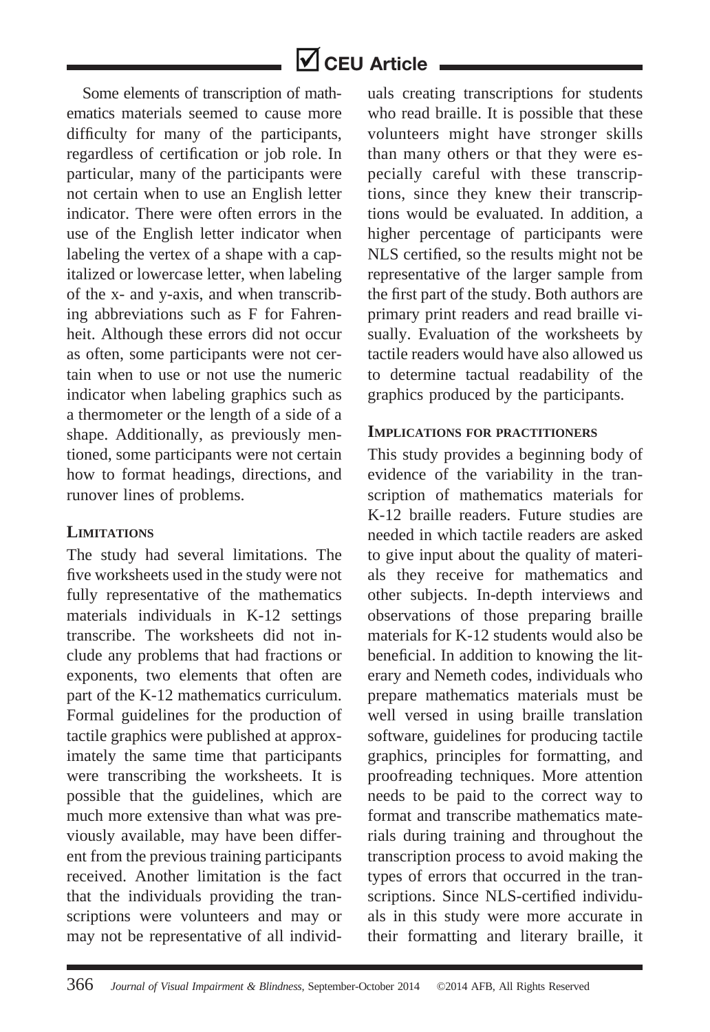Some elements of transcription of mathematics materials seemed to cause more difficulty for many of the participants, regardless of certification or job role. In particular, many of the participants were not certain when to use an English letter indicator. There were often errors in the use of the English letter indicator when labeling the vertex of a shape with a capitalized or lowercase letter, when labeling of the x- and y-axis, and when transcribing abbreviations such as F for Fahrenheit. Although these errors did not occur as often, some participants were not certain when to use or not use the numeric indicator when labeling graphics such as a thermometer or the length of a side of a shape. Additionally, as previously mentioned, some participants were not certain how to format headings, directions, and runover lines of problems.

## Limitations

The study had several limitations. The five worksheets used in the study were not fully representative of the mathematics materials individuals in K-12 settings transcribe. The worksheets did not include any problems that had fractions or exponents, two elements that often are part of the K-12 mathematics curriculum. Formal guidelines for the production of tactile graphics were published at approximately the same time that participants were transcribing the worksheets. It is possible that the guidelines, which are much more extensive than what was previously available, may have been different from the previous training participants received. Another limitation is the fact that the individuals providing the transcriptions were volunteers and may or may not be representative of all individuals creating transcriptions for students who read braille. It is possible that these volunteers might have stronger skills than many others or that they were especially careful with these transcriptions, since they knew their transcriptions would be evaluated. In addition, a higher percentage of participants were NLS certified, so the results might not be representative of the larger sample from the first part of the study. Both authors are primary print readers and read braille visually. Evaluation of the worksheets by tactile readers would have also allowed us to determine tactual readability of the graphics produced by the participants.

## Implications for practitioners

This study provides a beginning body of evidence of the variability in the transcription of mathematics materials for K-12 braille readers. Future studies are needed in which tactile readers are asked to give input about the quality of materials they receive for mathematics and other subjects. In-depth interviews and observations of those preparing braille materials for K-12 students would also be beneficial. In addition to knowing the literary and Nemeth codes, individuals who prepare mathematics materials must be well versed in using braille translation software, guidelines for producing tactile graphics, principles for formatting, and proofreading techniques. More attention needs to be paid to the correct way to format and transcribe mathematics materials during training and throughout the transcription process to avoid making the types of errors that occurred in the transcriptions. Since NLS-certified individuals in this study were more accurate in their formatting and literary braille, it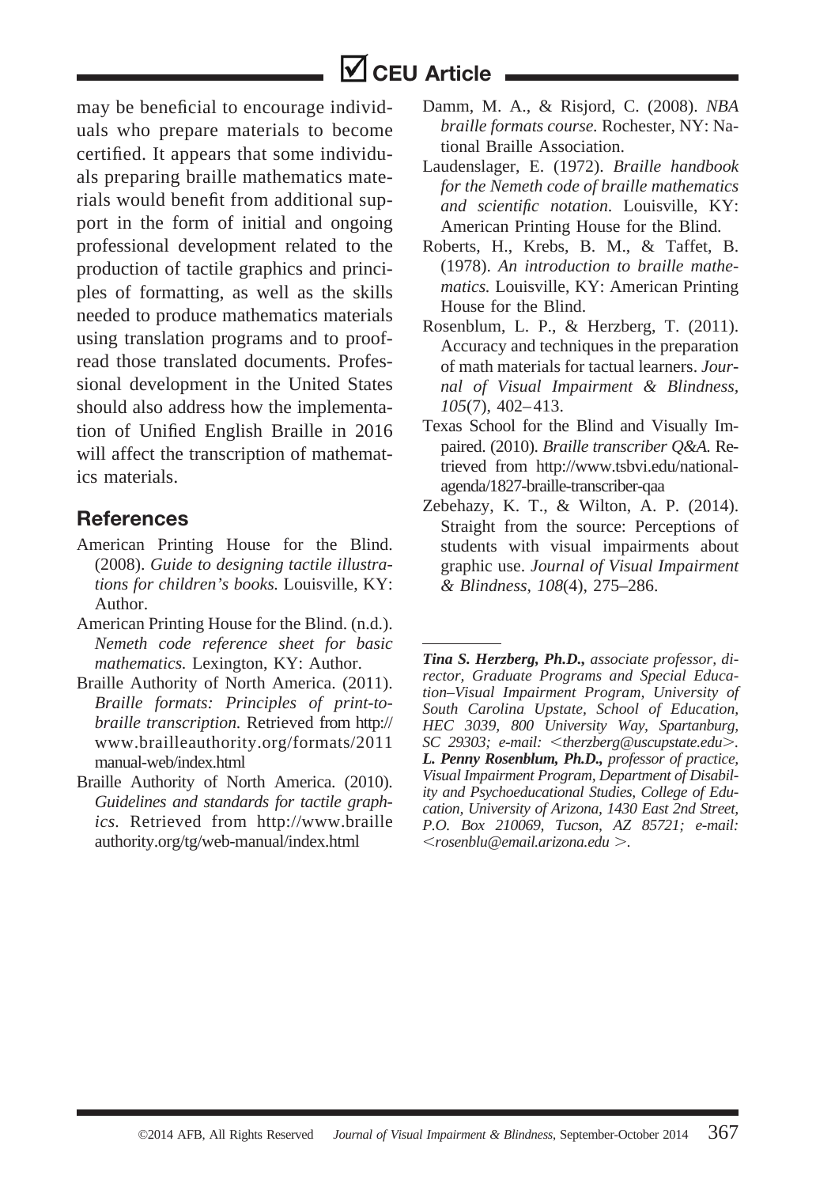may be beneficial to encourage individuals who prepare materials to become certified. It appears that some individuals preparing braille mathematics materials would benefit from additional support in the form of initial and ongoing professional development related to the production of tactile graphics and principles of formatting, as well as the skills needed to produce mathematics materials using translation programs and to proofread those translated documents. Professional development in the United States should also address how the implementation of Unified English Braille in 2016 will affect the transcription of mathematics materials.

## References

American Printing House for the Blind. (2008). *Guide to designing tactile illustrations for children's books.* Louisville, KY: Author.

American Printing House for the Blind. (n.d.). *Nemeth code reference sheet for basic mathematics.* Lexington, KY: Author.

Braille Authority of North America. (2011). *Braille formats: Principles of print-to-braille transcription.* Retrieved from http://www.brailleauthority.org/formats/2011manual-web/index.html

Braille Authority of North America. (2010). *Guidelines and standards for tactile graphics.* Retrieved from http://www.brailleauthority.org/tg/web-manual/index.html

Damm, M. A., & Risjord, C. (2008). *NBA braille formats course.* Rochester, NY: National Braille Association.

Laudenslager, E. (1972). *Braille handbook for the Nemeth code of braille mathematics and scientific notation.* Louisville, KY: American Printing House for the Blind.

Roberts, H., Krebs, B. M., & Taffet, B. (1978). *An introduction to braille mathematics.* Louisville, KY: American Printing House for the Blind.

Rosenblum, L. P., & Herzberg, T. (2011). Accuracy and techniques in the preparation of math materials for tactual learners. *Journal of Visual Impairment & Blindness, 105*(7), 402–413.

Texas School for the Blind and Visually Impaired. (2010). *Braille transcriber Q&A.* Retrieved from http://www.tsbvi.edu/national-agenda/1827-braille-transcriber-qaa

Zebehazy, K. T., & Wilton, A. P. (2014). Straight from the source: Perceptions of students with visual impairments about graphic use. *Journal of Visual Impairment & Blindness, 108*(4), 275–286.

---

***Tina S. Herzberg, Ph.D.,*** *associate professor, director, Graduate Programs and Special Education–Visual Impairment Program, University of South Carolina Upstate, School of Education, HEC 3039, 800 University Way, Spartanburg, SC 29303; e-mail: <therzberg@uscupstate.edu>.* ***L. Penny Rosenblum, Ph.D.,*** *professor of practice, Visual Impairment Program, Department of Disability and Psychoeducational Studies, College of Education, University of Arizona, 1430 East 2nd Street, P.O. Box 210069, Tucson, AZ 85721; e-mail: <rosenblu@email.arizona.edu >.*